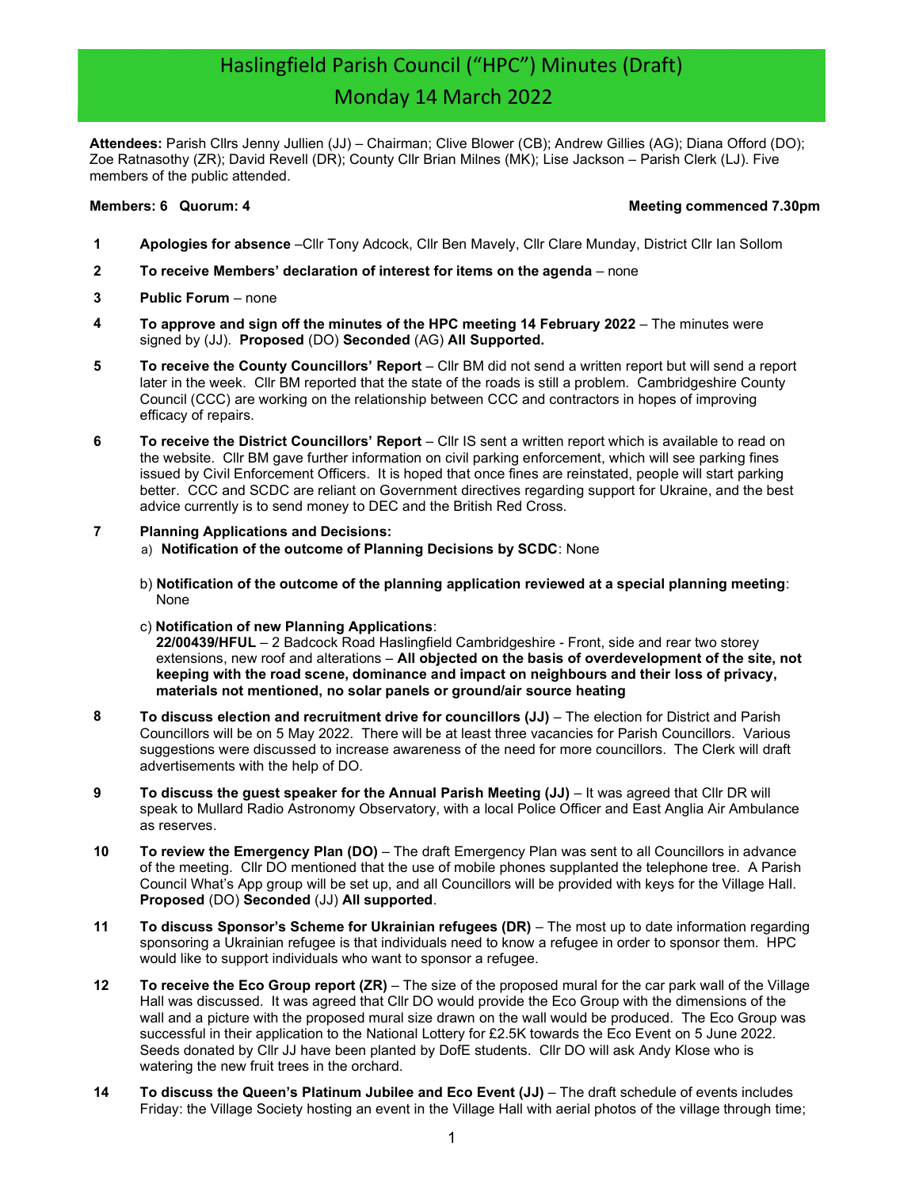# Haslingfield Parish Council ("HPC") Minutes (Draft)
# Monday 14 March 2022

**Attendees:** Parish Cllrs Jenny Jullien (JJ) – Chairman; Clive Blower (CB); Andrew Gillies (AG); Diana Offord (DO); Zoe Ratnasothy (ZR); David Revell (DR); County Cllr Brian Milnes (MK); Lise Jackson – Parish Clerk (LJ). Five members of the public attended.

**Members: 6 Quorum: 4** **Meeting commenced 7.30pm**

**1** **Apologies for absence** –Cllr Tony Adcock, Cllr Ben Mavely, Cllr Clare Munday, District Cllr Ian Sollom

**2** **To receive Members' declaration of interest for items on the agenda** – none

**3** **Public Forum** – none

**4** **To approve and sign off the minutes of the HPC meeting 14 February 2022** – The minutes were signed by (JJ). **Proposed** (DO) **Seconded** (AG) **All Supported.**

**5** **To receive the County Councillors' Report** – Cllr BM did not send a written report but will send a report later in the week. Cllr BM reported that the state of the roads is still a problem. Cambridgeshire County Council (CCC) are working on the relationship between CCC and contractors in hopes of improving efficacy of repairs.

**6** **To receive the District Councillors' Report** – Cllr IS sent a written report which is available to read on the website. Cllr BM gave further information on civil parking enforcement, which will see parking fines issued by Civil Enforcement Officers. It is hoped that once fines are reinstated, people will start parking better. CCC and SCDC are reliant on Government directives regarding support for Ukraine, and the best advice currently is to send money to DEC and the British Red Cross.

**7** **Planning Applications and Decisions:**

a) **Notification of the outcome of Planning Decisions by SCDC**: None

b) **Notification of the outcome of the planning application reviewed at a special planning meeting**: None

c) **Notification of new Planning Applications**:
**22/00439/HFUL** – 2 Badcock Road Haslingfield Cambridgeshire - Front, side and rear two storey extensions, new roof and alterations – **All objected on the basis of overdevelopment of the site, not keeping with the road scene, dominance and impact on neighbours and their loss of privacy, materials not mentioned, no solar panels or ground/air source heating**

**8** **To discuss election and recruitment drive for councillors (JJ)** – The election for District and Parish Councillors will be on 5 May 2022. There will be at least three vacancies for Parish Councillors. Various suggestions were discussed to increase awareness of the need for more councillors. The Clerk will draft advertisements with the help of DO.

**9** **To discuss the guest speaker for the Annual Parish Meeting (JJ)** – It was agreed that Cllr DR will speak to Mullard Radio Astronomy Observatory, with a local Police Officer and East Anglia Air Ambulance as reserves.

**10** **To review the Emergency Plan (DO)** – The draft Emergency Plan was sent to all Councillors in advance of the meeting. Cllr DO mentioned that the use of mobile phones supplanted the telephone tree. A Parish Council What's App group will be set up, and all Councillors will be provided with keys for the Village Hall. **Proposed** (DO) **Seconded** (JJ) **All supported**.

**11** **To discuss Sponsor's Scheme for Ukrainian refugees (DR)** – The most up to date information regarding sponsoring a Ukrainian refugee is that individuals need to know a refugee in order to sponsor them. HPC would like to support individuals who want to sponsor a refugee.

**12** **To receive the Eco Group report (ZR)** – The size of the proposed mural for the car park wall of the Village Hall was discussed. It was agreed that Cllr DO would provide the Eco Group with the dimensions of the wall and a picture with the proposed mural size drawn on the wall would be produced. The Eco Group was successful in their application to the National Lottery for £2.5K towards the Eco Event on 5 June 2022. Seeds donated by Cllr JJ have been planted by DofE students. Cllr DO will ask Andy Klose who is watering the new fruit trees in the orchard.

**14** **To discuss the Queen's Platinum Jubilee and Eco Event (JJ)** – The draft schedule of events includes Friday: the Village Society hosting an event in the Village Hall with aerial photos of the village through time;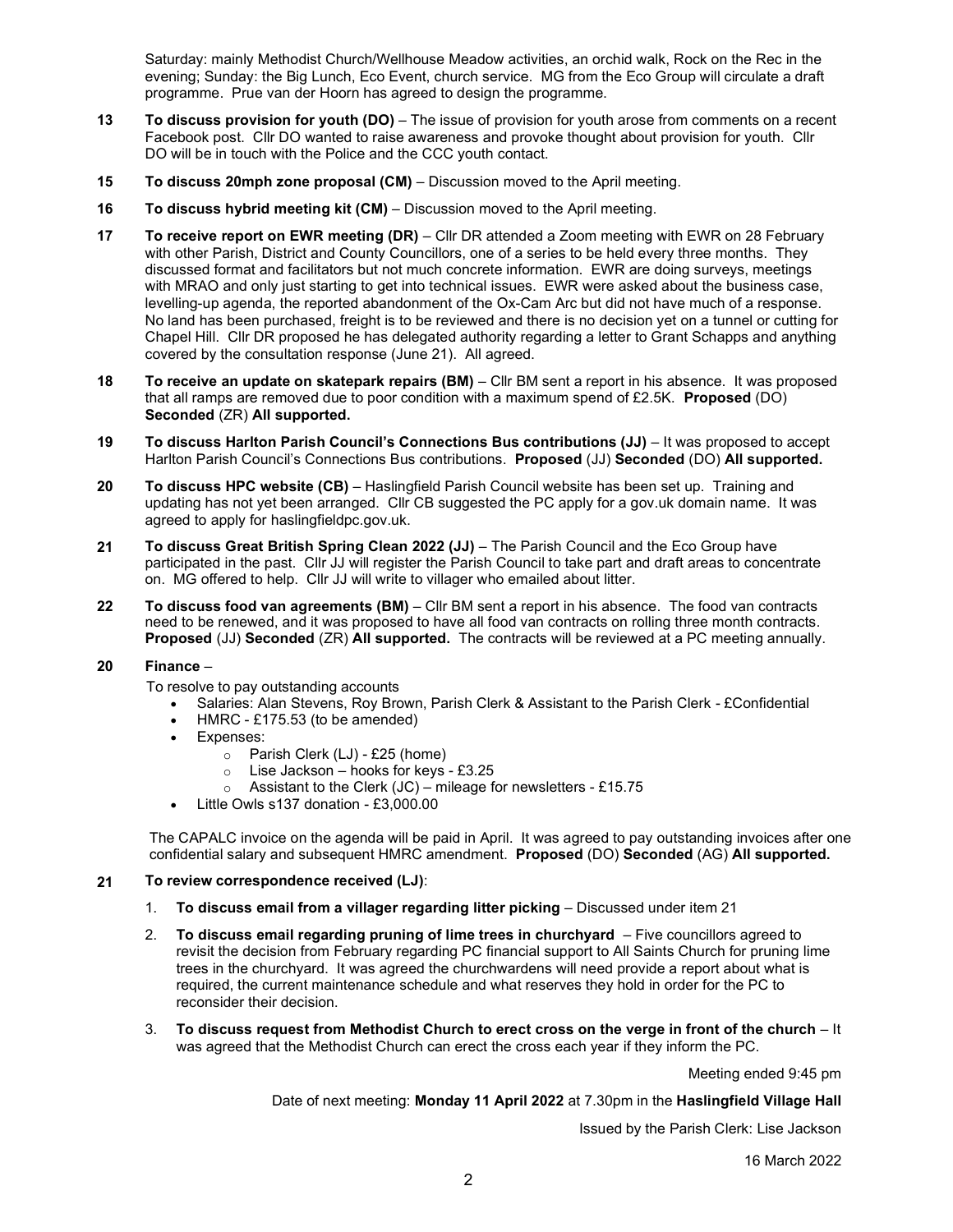Saturday: mainly Methodist Church/Wellhouse Meadow activities, an orchid walk, Rock on the Rec in the evening; Sunday: the Big Lunch, Eco Event, church service. MG from the Eco Group will circulate a draft programme. Prue van der Hoorn has agreed to design the programme.

**13 To discuss provision for youth (DO)** – The issue of provision for youth arose from comments on a recent Facebook post. Cllr DO wanted to raise awareness and provoke thought about provision for youth. Cllr DO will be in touch with the Police and the CCC youth contact.

**15 To discuss 20mph zone proposal (CM)** – Discussion moved to the April meeting.

**16 To discuss hybrid meeting kit (CM)** – Discussion moved to the April meeting.

**17 To receive report on EWR meeting (DR)** – Cllr DR attended a Zoom meeting with EWR on 28 February with other Parish, District and County Councillors, one of a series to be held every three months. They discussed format and facilitators but not much concrete information. EWR are doing surveys, meetings with MRAO and only just starting to get into technical issues. EWR were asked about the business case, levelling-up agenda, the reported abandonment of the Ox-Cam Arc but did not have much of a response. No land has been purchased, freight is to be reviewed and there is no decision yet on a tunnel or cutting for Chapel Hill. Cllr DR proposed he has delegated authority regarding a letter to Grant Schapps and anything covered by the consultation response (June 21). All agreed.

**18 To receive an update on skatepark repairs (BM)** – Cllr BM sent a report in his absence. It was proposed that all ramps are removed due to poor condition with a maximum spend of £2.5K. **Proposed** (DO) **Seconded** (ZR) **All supported.**

**19 To discuss Harlton Parish Council's Connections Bus contributions (JJ)** – It was proposed to accept Harlton Parish Council's Connections Bus contributions. **Proposed** (JJ) **Seconded** (DO) **All supported.**

**20 To discuss HPC website (CB)** – Haslingfield Parish Council website has been set up. Training and updating has not yet been arranged. Cllr CB suggested the PC apply for a gov.uk domain name. It was agreed to apply for haslingfieldpc.gov.uk.

**21 To discuss Great British Spring Clean 2022 (JJ)** – The Parish Council and the Eco Group have participated in the past. Cllr JJ will register the Parish Council to take part and draft areas to concentrate on. MG offered to help. Cllr JJ will write to villager who emailed about litter.

**22 To discuss food van agreements (BM)** – Cllr BM sent a report in his absence. The food van contracts need to be renewed, and it was proposed to have all food van contracts on rolling three month contracts. **Proposed** (JJ) **Seconded** (ZR) **All supported.** The contracts will be reviewed at a PC meeting annually.

**20 Finance** –

To resolve to pay outstanding accounts

- Salaries: Alan Stevens, Roy Brown, Parish Clerk & Assistant to the Parish Clerk - £Confidential
- HMRC - £175.53 (to be amended)
- Expenses:
  - Parish Clerk (LJ) - £25 (home)
  - Lise Jackson – hooks for keys - £3.25
  - Assistant to the Clerk (JC) – mileage for newsletters - £15.75
- Little Owls s137 donation - £3,000.00

The CAPALC invoice on the agenda will be paid in April. It was agreed to pay outstanding invoices after one confidential salary and subsequent HMRC amendment. **Proposed** (DO) **Seconded** (AG) **All supported.**

**21 To review correspondence received (LJ)**:

1. **To discuss email from a villager regarding litter picking** – Discussed under item 21
2. **To discuss email regarding pruning of lime trees in churchyard** – Five councillors agreed to revisit the decision from February regarding PC financial support to All Saints Church for pruning lime trees in the churchyard. It was agreed the churchwardens will need provide a report about what is required, the current maintenance schedule and what reserves they hold in order for the PC to reconsider their decision.
3. **To discuss request from Methodist Church to erect cross on the verge in front of the church** – It was agreed that the Methodist Church can erect the cross each year if they inform the PC.

Meeting ended 9:45 pm

Date of next meeting: **Monday 11 April 2022** at 7.30pm in the **Haslingfield Village Hall**

Issued by the Parish Clerk: Lise Jackson

16 March 2022